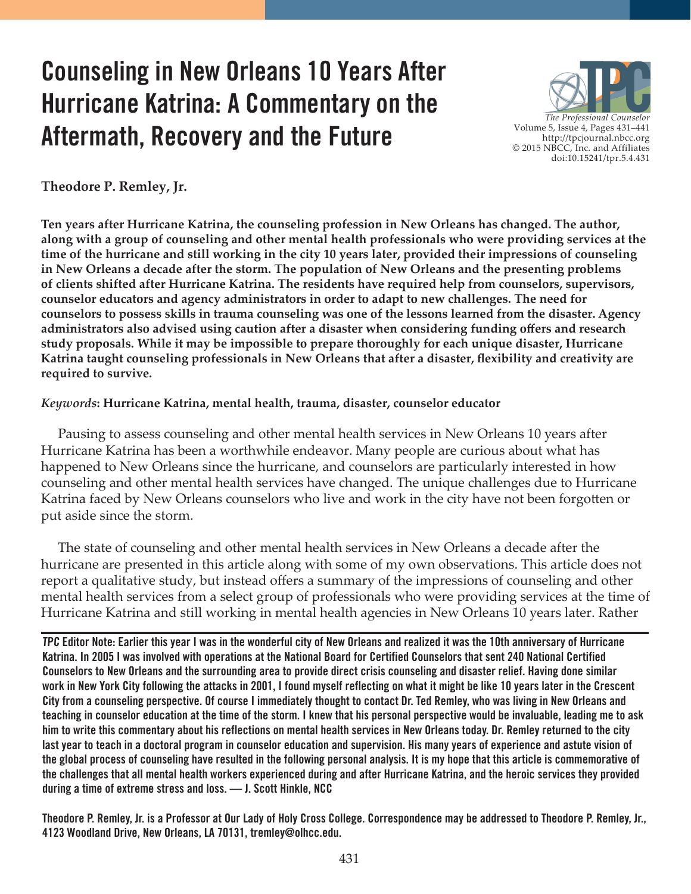# Counseling in New Orleans 10 Years After Hurricane Katrina: A Commentary on the Aftermath, Recovery and the Future

**Theodore P. Remley, Jr.**

**Ten years after Hurricane Katrina, the counseling profession in New Orleans has changed. The author, along with a group of counseling and other mental health professionals who were providing services at the time of the hurricane and still working in the city 10 years later, provided their impressions of counseling in New Orleans a decade after the storm. The population of New Orleans and the presenting problems of clients shifted after Hurricane Katrina. The residents have required help from counselors, supervisors, counselor educators and agency administrators in order to adapt to new challenges. The need for counselors to possess skills in trauma counseling was one of the lessons learned from the disaster. Agency administrators also advised using caution after a disaster when considering funding offers and research study proposals. While it may be impossible to prepare thoroughly for each unique disaster, Hurricane Katrina taught counseling professionals in New Orleans that after a disaster, flexibility and creativity are required to survive.**

*Keywords*: **Hurricane Katrina, mental health, trauma, disaster, counselor educator**

Pausing to assess counseling and other mental health services in New Orleans 10 years after Hurricane Katrina has been a worthwhile endeavor. Many people are curious about what has happened to New Orleans since the hurricane, and counselors are particularly interested in how counseling and other mental health services have changed. The unique challenges due to Hurricane Katrina faced by New Orleans counselors who live and work in the city have not been forgotten or put aside since the storm.

The state of counseling and other mental health services in New Orleans a decade after the hurricane are presented in this article along with some of my own observations. This article does not report a qualitative study, but instead offers a summary of the impressions of counseling and other mental health services from a select group of professionals who were providing services at the time of Hurricane Katrina and still working in mental health agencies in New Orleans 10 years later. Rather

**_TPC_ Editor Note: Earlier this year I was in the wonderful city of New Orleans and realized it was the 10th anniversary of Hurricane Katrina. In 2005 I was involved with operations at the National Board for Certified Counselors that sent 240 National Certified Counselors to New Orleans and the surrounding area to provide direct crisis counseling and disaster relief. Having done similar work in New York City following the attacks in 2001, I found myself reflecting on what it might be like 10 years later in the Crescent City from a counseling perspective. Of course I immediately thought to contact Dr. Ted Remley, who was living in New Orleans and teaching in counselor education at the time of the storm. I knew that his personal perspective would be invaluable, leading me to ask him to write this commentary about his reflections on mental health services in New Orleans today. Dr. Remley returned to the city last year to teach in a doctoral program in counselor education and supervision. His many years of experience and astute vision of the global process of counseling have resulted in the following personal analysis. It is my hope that this article is commemorative of the challenges that all mental health workers experienced during and after Hurricane Katrina, and the heroic services they provided during a time of extreme stress and loss. — J. Scott Hinkle, NCC**

**Theodore P. Remley, Jr. is a Professor at Our Lady of Holy Cross College. Correspondence may be addressed to Theodore P. Remley, Jr., 4123 Woodland Drive, New Orleans, LA 70131, tremley@olhcc.edu.**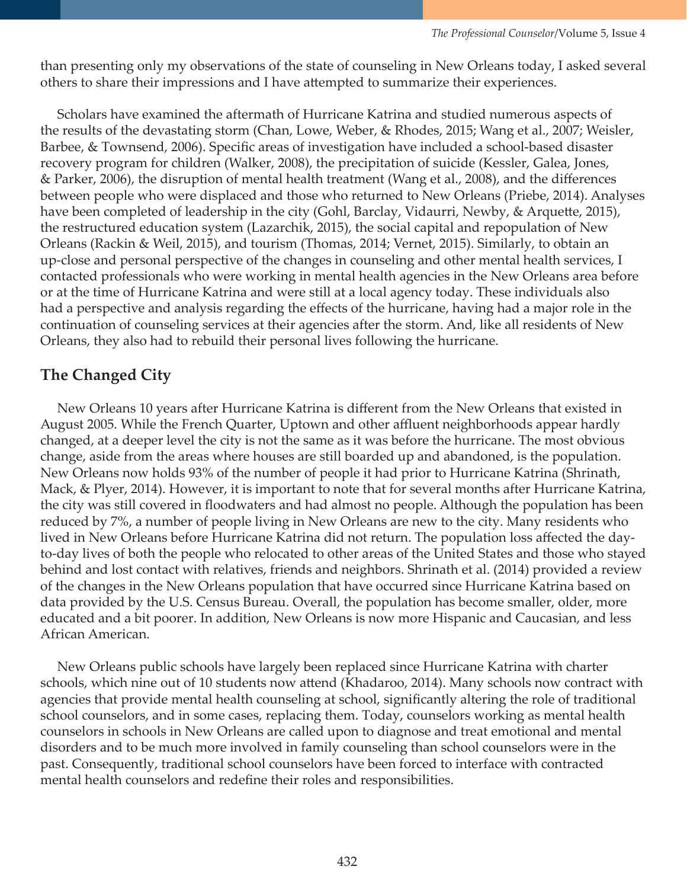than presenting only my observations of the state of counseling in New Orleans today, I asked several others to share their impressions and I have attempted to summarize their experiences.

Scholars have examined the aftermath of Hurricane Katrina and studied numerous aspects of the results of the devastating storm (Chan, Lowe, Weber, & Rhodes, 2015; Wang et al., 2007; Weisler, Barbee, & Townsend, 2006). Specific areas of investigation have included a school-based disaster recovery program for children (Walker, 2008), the precipitation of suicide (Kessler, Galea, Jones, & Parker, 2006), the disruption of mental health treatment (Wang et al., 2008), and the differences between people who were displaced and those who returned to New Orleans (Priebe, 2014). Analyses have been completed of leadership in the city (Gohl, Barclay, Vidaurri, Newby, & Arquette, 2015), the restructured education system (Lazarchik, 2015), the social capital and repopulation of New Orleans (Rackin & Weil, 2015), and tourism (Thomas, 2014; Vernet, 2015). Similarly, to obtain an up-close and personal perspective of the changes in counseling and other mental health services, I contacted professionals who were working in mental health agencies in the New Orleans area before or at the time of Hurricane Katrina and were still at a local agency today. These individuals also had a perspective and analysis regarding the effects of the hurricane, having had a major role in the continuation of counseling services at their agencies after the storm. And, like all residents of New Orleans, they also had to rebuild their personal lives following the hurricane.

## The Changed City

New Orleans 10 years after Hurricane Katrina is different from the New Orleans that existed in August 2005. While the French Quarter, Uptown and other affluent neighborhoods appear hardly changed, at a deeper level the city is not the same as it was before the hurricane. The most obvious change, aside from the areas where houses are still boarded up and abandoned, is the population. New Orleans now holds 93% of the number of people it had prior to Hurricane Katrina (Shrinath, Mack, & Plyer, 2014). However, it is important to note that for several months after Hurricane Katrina, the city was still covered in floodwaters and had almost no people. Although the population has been reduced by 7%, a number of people living in New Orleans are new to the city. Many residents who lived in New Orleans before Hurricane Katrina did not return. The population loss affected the day-to-day lives of both the people who relocated to other areas of the United States and those who stayed behind and lost contact with relatives, friends and neighbors. Shrinath et al. (2014) provided a review of the changes in the New Orleans population that have occurred since Hurricane Katrina based on data provided by the U.S. Census Bureau. Overall, the population has become smaller, older, more educated and a bit poorer. In addition, New Orleans is now more Hispanic and Caucasian, and less African American.

New Orleans public schools have largely been replaced since Hurricane Katrina with charter schools, which nine out of 10 students now attend (Khadaroo, 2014). Many schools now contract with agencies that provide mental health counseling at school, significantly altering the role of traditional school counselors, and in some cases, replacing them. Today, counselors working as mental health counselors in schools in New Orleans are called upon to diagnose and treat emotional and mental disorders and to be much more involved in family counseling than school counselors were in the past. Consequently, traditional school counselors have been forced to interface with contracted mental health counselors and redefine their roles and responsibilities.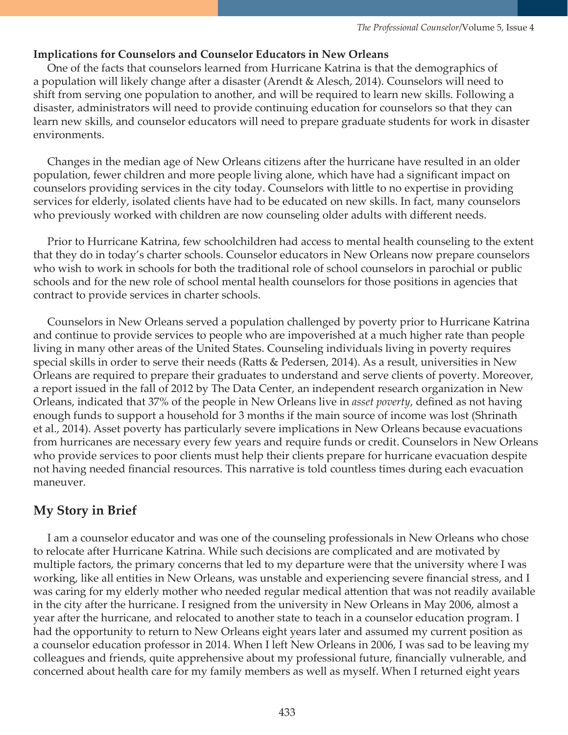### Implications for Counselors and Counselor Educators in New Orleans

One of the facts that counselors learned from Hurricane Katrina is that the demographics of a population will likely change after a disaster (Arendt & Alesch, 2014). Counselors will need to shift from serving one population to another, and will be required to learn new skills. Following a disaster, administrators will need to provide continuing education for counselors so that they can learn new skills, and counselor educators will need to prepare graduate students for work in disaster environments.

Changes in the median age of New Orleans citizens after the hurricane have resulted in an older population, fewer children and more people living alone, which have had a significant impact on counselors providing services in the city today. Counselors with little to no expertise in providing services for elderly, isolated clients have had to be educated on new skills. In fact, many counselors who previously worked with children are now counseling older adults with different needs.

Prior to Hurricane Katrina, few schoolchildren had access to mental health counseling to the extent that they do in today's charter schools. Counselor educators in New Orleans now prepare counselors who wish to work in schools for both the traditional role of school counselors in parochial or public schools and for the new role of school mental health counselors for those positions in agencies that contract to provide services in charter schools.

Counselors in New Orleans served a population challenged by poverty prior to Hurricane Katrina and continue to provide services to people who are impoverished at a much higher rate than people living in many other areas of the United States. Counseling individuals living in poverty requires special skills in order to serve their needs (Ratts & Pedersen, 2014). As a result, universities in New Orleans are required to prepare their graduates to understand and serve clients of poverty. Moreover, a report issued in the fall of 2012 by The Data Center, an independent research organization in New Orleans, indicated that 37% of the people in New Orleans live in *asset poverty*, defined as not having enough funds to support a household for 3 months if the main source of income was lost (Shrinath et al., 2014). Asset poverty has particularly severe implications in New Orleans because evacuations from hurricanes are necessary every few years and require funds or credit. Counselors in New Orleans who provide services to poor clients must help their clients prepare for hurricane evacuation despite not having needed financial resources. This narrative is told countless times during each evacuation maneuver.

## My Story in Brief

I am a counselor educator and was one of the counseling professionals in New Orleans who chose to relocate after Hurricane Katrina. While such decisions are complicated and are motivated by multiple factors, the primary concerns that led to my departure were that the university where I was working, like all entities in New Orleans, was unstable and experiencing severe financial stress, and I was caring for my elderly mother who needed regular medical attention that was not readily available in the city after the hurricane. I resigned from the university in New Orleans in May 2006, almost a year after the hurricane, and relocated to another state to teach in a counselor education program. I had the opportunity to return to New Orleans eight years later and assumed my current position as a counselor education professor in 2014. When I left New Orleans in 2006, I was sad to be leaving my colleagues and friends, quite apprehensive about my professional future, financially vulnerable, and concerned about health care for my family members as well as myself. When I returned eight years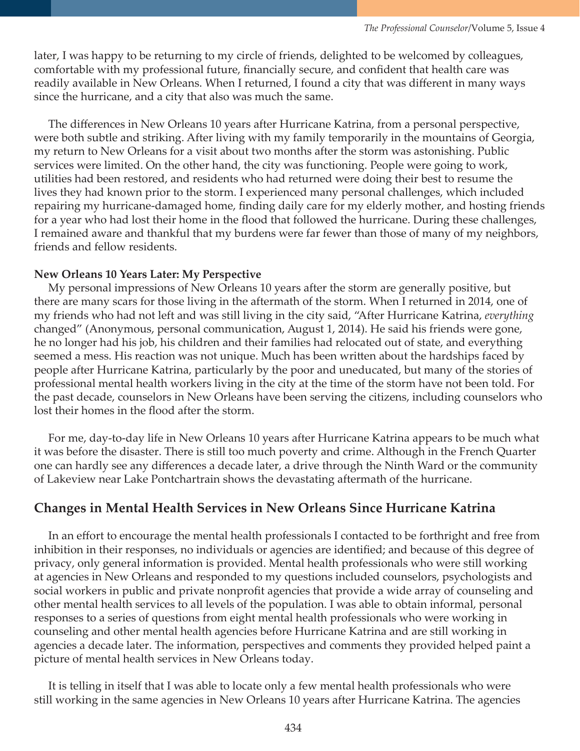later, I was happy to be returning to my circle of friends, delighted to be welcomed by colleagues, comfortable with my professional future, financially secure, and confident that health care was readily available in New Orleans. When I returned, I found a city that was different in many ways since the hurricane, and a city that also was much the same.

The differences in New Orleans 10 years after Hurricane Katrina, from a personal perspective, were both subtle and striking. After living with my family temporarily in the mountains of Georgia, my return to New Orleans for a visit about two months after the storm was astonishing. Public services were limited. On the other hand, the city was functioning. People were going to work, utilities had been restored, and residents who had returned were doing their best to resume the lives they had known prior to the storm. I experienced many personal challenges, which included repairing my hurricane-damaged home, finding daily care for my elderly mother, and hosting friends for a year who had lost their home in the flood that followed the hurricane. During these challenges, I remained aware and thankful that my burdens were far fewer than those of many of my neighbors, friends and fellow residents.

**New Orleans 10 Years Later: My Perspective**

My personal impressions of New Orleans 10 years after the storm are generally positive, but there are many scars for those living in the aftermath of the storm. When I returned in 2014, one of my friends who had not left and was still living in the city said, "After Hurricane Katrina, *everything* changed" (Anonymous, personal communication, August 1, 2014). He said his friends were gone, he no longer had his job, his children and their families had relocated out of state, and everything seemed a mess. His reaction was not unique. Much has been written about the hardships faced by people after Hurricane Katrina, particularly by the poor and uneducated, but many of the stories of professional mental health workers living in the city at the time of the storm have not been told. For the past decade, counselors in New Orleans have been serving the citizens, including counselors who lost their homes in the flood after the storm.

For me, day-to-day life in New Orleans 10 years after Hurricane Katrina appears to be much what it was before the disaster. There is still too much poverty and crime. Although in the French Quarter one can hardly see any differences a decade later, a drive through the Ninth Ward or the community of Lakeview near Lake Pontchartrain shows the devastating aftermath of the hurricane.

## Changes in Mental Health Services in New Orleans Since Hurricane Katrina

In an effort to encourage the mental health professionals I contacted to be forthright and free from inhibition in their responses, no individuals or agencies are identified; and because of this degree of privacy, only general information is provided. Mental health professionals who were still working at agencies in New Orleans and responded to my questions included counselors, psychologists and social workers in public and private nonprofit agencies that provide a wide array of counseling and other mental health services to all levels of the population. I was able to obtain informal, personal responses to a series of questions from eight mental health professionals who were working in counseling and other mental health agencies before Hurricane Katrina and are still working in agencies a decade later. The information, perspectives and comments they provided helped paint a picture of mental health services in New Orleans today.

It is telling in itself that I was able to locate only a few mental health professionals who were still working in the same agencies in New Orleans 10 years after Hurricane Katrina. The agencies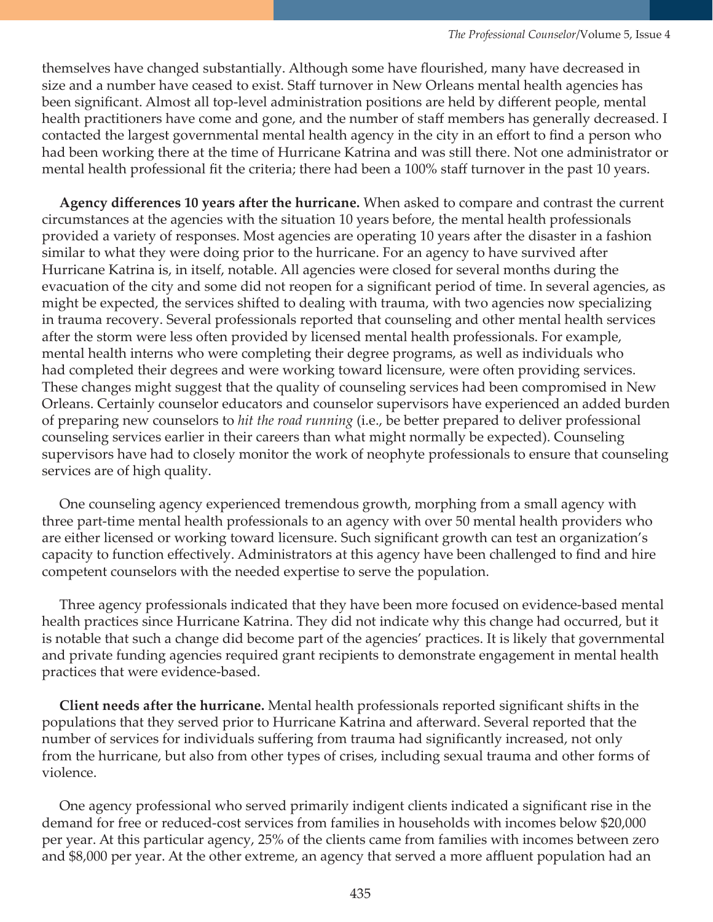themselves have changed substantially. Although some have flourished, many have decreased in size and a number have ceased to exist. Staff turnover in New Orleans mental health agencies has been significant. Almost all top-level administration positions are held by different people, mental health practitioners have come and gone, and the number of staff members has generally decreased. I contacted the largest governmental mental health agency in the city in an effort to find a person who had been working there at the time of Hurricane Katrina and was still there. Not one administrator or mental health professional fit the criteria; there had been a 100% staff turnover in the past 10 years.

**Agency differences 10 years after the hurricane.** When asked to compare and contrast the current circumstances at the agencies with the situation 10 years before, the mental health professionals provided a variety of responses. Most agencies are operating 10 years after the disaster in a fashion similar to what they were doing prior to the hurricane. For an agency to have survived after Hurricane Katrina is, in itself, notable. All agencies were closed for several months during the evacuation of the city and some did not reopen for a significant period of time. In several agencies, as might be expected, the services shifted to dealing with trauma, with two agencies now specializing in trauma recovery. Several professionals reported that counseling and other mental health services after the storm were less often provided by licensed mental health professionals. For example, mental health interns who were completing their degree programs, as well as individuals who had completed their degrees and were working toward licensure, were often providing services. These changes might suggest that the quality of counseling services had been compromised in New Orleans. Certainly counselor educators and counselor supervisors have experienced an added burden of preparing new counselors to *hit the road running* (i.e., be better prepared to deliver professional counseling services earlier in their careers than what might normally be expected). Counseling supervisors have had to closely monitor the work of neophyte professionals to ensure that counseling services are of high quality.

One counseling agency experienced tremendous growth, morphing from a small agency with three part-time mental health professionals to an agency with over 50 mental health providers who are either licensed or working toward licensure. Such significant growth can test an organization's capacity to function effectively. Administrators at this agency have been challenged to find and hire competent counselors with the needed expertise to serve the population.

Three agency professionals indicated that they have been more focused on evidence-based mental health practices since Hurricane Katrina. They did not indicate why this change had occurred, but it is notable that such a change did become part of the agencies' practices. It is likely that governmental and private funding agencies required grant recipients to demonstrate engagement in mental health practices that were evidence-based.

**Client needs after the hurricane.** Mental health professionals reported significant shifts in the populations that they served prior to Hurricane Katrina and afterward. Several reported that the number of services for individuals suffering from trauma had significantly increased, not only from the hurricane, but also from other types of crises, including sexual trauma and other forms of violence.

One agency professional who served primarily indigent clients indicated a significant rise in the demand for free or reduced-cost services from families in households with incomes below $20,000 per year. At this particular agency, 25% of the clients came from families with incomes between zero and $8,000 per year. At the other extreme, an agency that served a more affluent population had an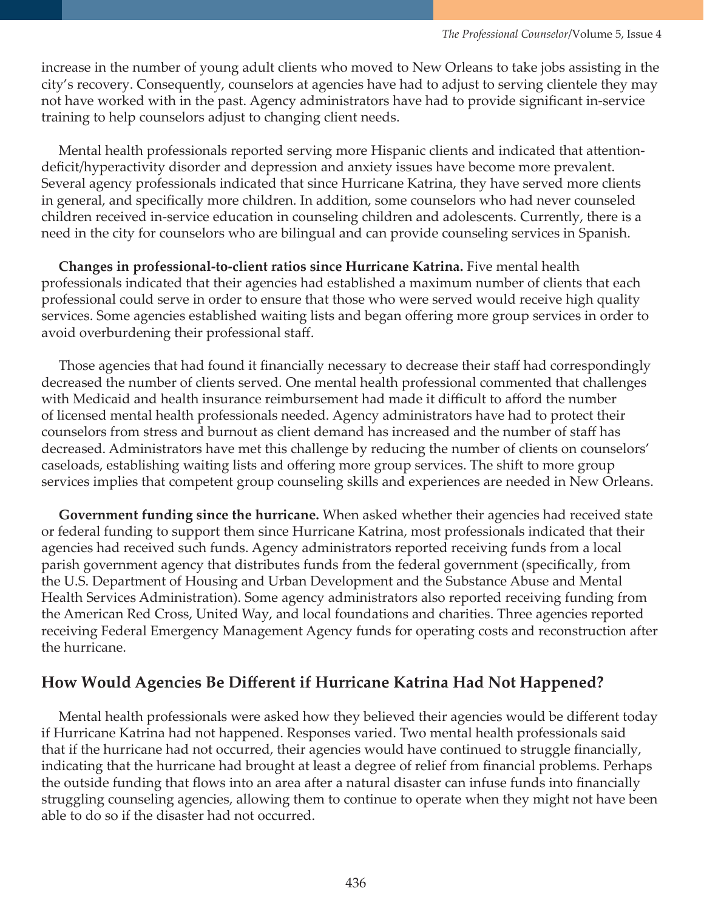increase in the number of young adult clients who moved to New Orleans to take jobs assisting in the city's recovery. Consequently, counselors at agencies have had to adjust to serving clientele they may not have worked with in the past. Agency administrators have had to provide significant in-service training to help counselors adjust to changing client needs.

Mental health professionals reported serving more Hispanic clients and indicated that attention-deficit/hyperactivity disorder and depression and anxiety issues have become more prevalent. Several agency professionals indicated that since Hurricane Katrina, they have served more clients in general, and specifically more children. In addition, some counselors who had never counseled children received in-service education in counseling children and adolescents. Currently, there is a need in the city for counselors who are bilingual and can provide counseling services in Spanish.

**Changes in professional-to-client ratios since Hurricane Katrina.** Five mental health professionals indicated that their agencies had established a maximum number of clients that each professional could serve in order to ensure that those who were served would receive high quality services. Some agencies established waiting lists and began offering more group services in order to avoid overburdening their professional staff.

Those agencies that had found it financially necessary to decrease their staff had correspondingly decreased the number of clients served. One mental health professional commented that challenges with Medicaid and health insurance reimbursement had made it difficult to afford the number of licensed mental health professionals needed. Agency administrators have had to protect their counselors from stress and burnout as client demand has increased and the number of staff has decreased. Administrators have met this challenge by reducing the number of clients on counselors' caseloads, establishing waiting lists and offering more group services. The shift to more group services implies that competent group counseling skills and experiences are needed in New Orleans.

**Government funding since the hurricane.** When asked whether their agencies had received state or federal funding to support them since Hurricane Katrina, most professionals indicated that their agencies had received such funds. Agency administrators reported receiving funds from a local parish government agency that distributes funds from the federal government (specifically, from the U.S. Department of Housing and Urban Development and the Substance Abuse and Mental Health Services Administration). Some agency administrators also reported receiving funding from the American Red Cross, United Way, and local foundations and charities. Three agencies reported receiving Federal Emergency Management Agency funds for operating costs and reconstruction after the hurricane.

## How Would Agencies Be Different if Hurricane Katrina Had Not Happened?

Mental health professionals were asked how they believed their agencies would be different today if Hurricane Katrina had not happened. Responses varied. Two mental health professionals said that if the hurricane had not occurred, their agencies would have continued to struggle financially, indicating that the hurricane had brought at least a degree of relief from financial problems. Perhaps the outside funding that flows into an area after a natural disaster can infuse funds into financially struggling counseling agencies, allowing them to continue to operate when they might not have been able to do so if the disaster had not occurred.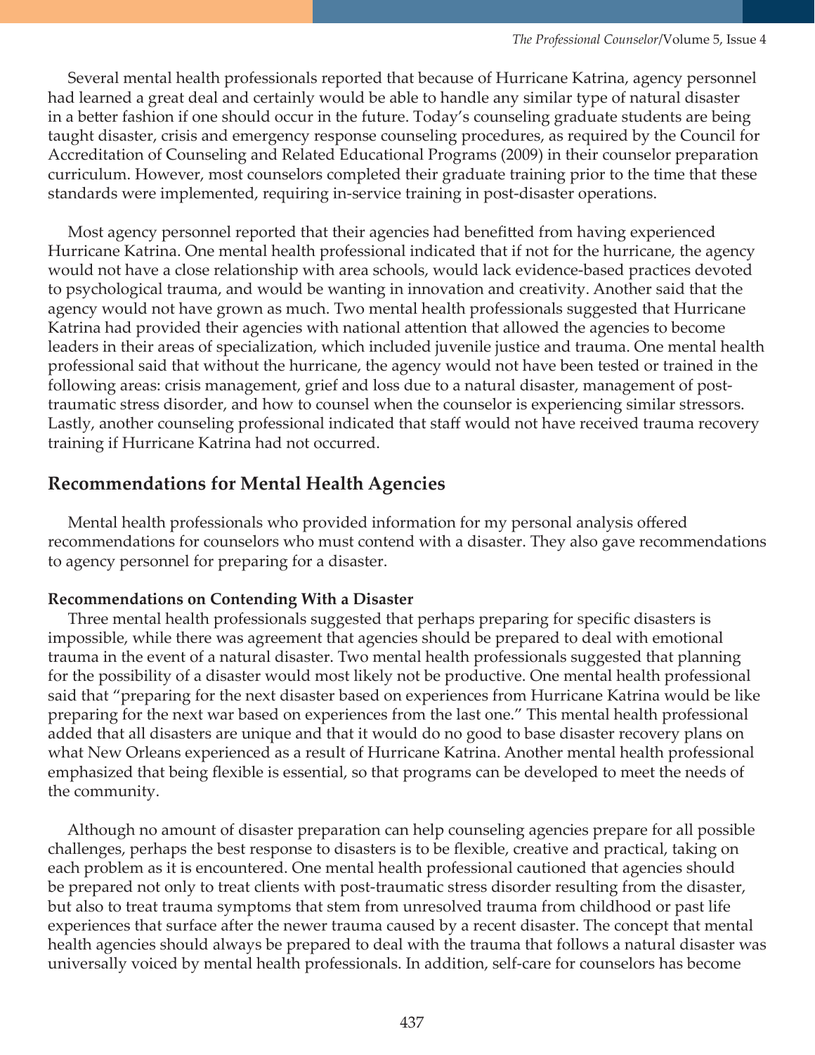Several mental health professionals reported that because of Hurricane Katrina, agency personnel had learned a great deal and certainly would be able to handle any similar type of natural disaster in a better fashion if one should occur in the future. Today's counseling graduate students are being taught disaster, crisis and emergency response counseling procedures, as required by the Council for Accreditation of Counseling and Related Educational Programs (2009) in their counselor preparation curriculum. However, most counselors completed their graduate training prior to the time that these standards were implemented, requiring in-service training in post-disaster operations.

Most agency personnel reported that their agencies had benefitted from having experienced Hurricane Katrina. One mental health professional indicated that if not for the hurricane, the agency would not have a close relationship with area schools, would lack evidence-based practices devoted to psychological trauma, and would be wanting in innovation and creativity. Another said that the agency would not have grown as much. Two mental health professionals suggested that Hurricane Katrina had provided their agencies with national attention that allowed the agencies to become leaders in their areas of specialization, which included juvenile justice and trauma. One mental health professional said that without the hurricane, the agency would not have been tested or trained in the following areas: crisis management, grief and loss due to a natural disaster, management of post-traumatic stress disorder, and how to counsel when the counselor is experiencing similar stressors. Lastly, another counseling professional indicated that staff would not have received trauma recovery training if Hurricane Katrina had not occurred.

## Recommendations for Mental Health Agencies

Mental health professionals who provided information for my personal analysis offered recommendations for counselors who must contend with a disaster. They also gave recommendations to agency personnel for preparing for a disaster.

### Recommendations on Contending With a Disaster

Three mental health professionals suggested that perhaps preparing for specific disasters is impossible, while there was agreement that agencies should be prepared to deal with emotional trauma in the event of a natural disaster. Two mental health professionals suggested that planning for the possibility of a disaster would most likely not be productive. One mental health professional said that "preparing for the next disaster based on experiences from Hurricane Katrina would be like preparing for the next war based on experiences from the last one." This mental health professional added that all disasters are unique and that it would do no good to base disaster recovery plans on what New Orleans experienced as a result of Hurricane Katrina. Another mental health professional emphasized that being flexible is essential, so that programs can be developed to meet the needs of the community.

Although no amount of disaster preparation can help counseling agencies prepare for all possible challenges, perhaps the best response to disasters is to be flexible, creative and practical, taking on each problem as it is encountered. One mental health professional cautioned that agencies should be prepared not only to treat clients with post-traumatic stress disorder resulting from the disaster, but also to treat trauma symptoms that stem from unresolved trauma from childhood or past life experiences that surface after the newer trauma caused by a recent disaster. The concept that mental health agencies should always be prepared to deal with the trauma that follows a natural disaster was universally voiced by mental health professionals. In addition, self-care for counselors has become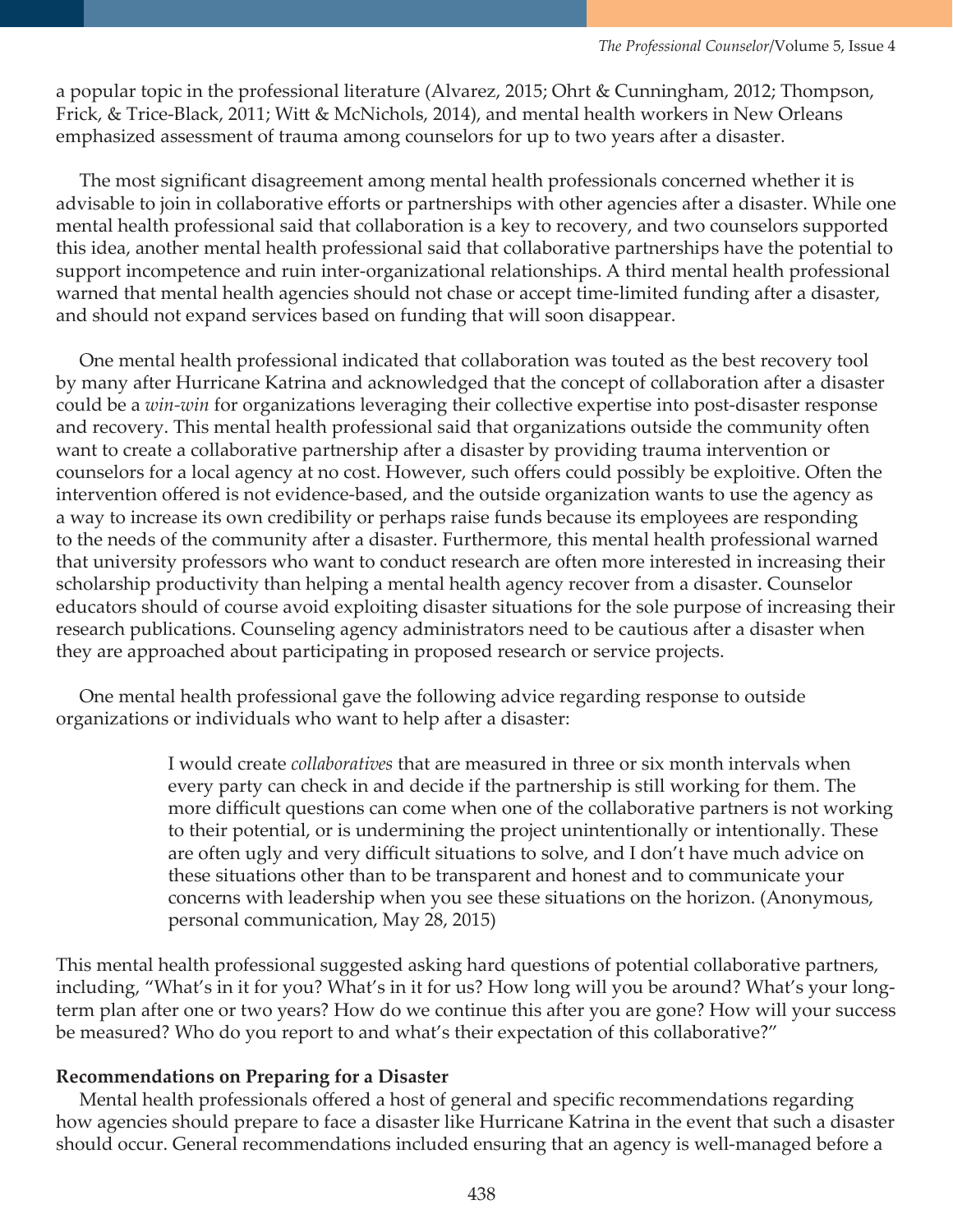a popular topic in the professional literature (Alvarez, 2015; Ohrt & Cunningham, 2012; Thompson, Frick, & Trice-Black, 2011; Witt & McNichols, 2014), and mental health workers in New Orleans emphasized assessment of trauma among counselors for up to two years after a disaster.

The most significant disagreement among mental health professionals concerned whether it is advisable to join in collaborative efforts or partnerships with other agencies after a disaster. While one mental health professional said that collaboration is a key to recovery, and two counselors supported this idea, another mental health professional said that collaborative partnerships have the potential to support incompetence and ruin inter-organizational relationships. A third mental health professional warned that mental health agencies should not chase or accept time-limited funding after a disaster, and should not expand services based on funding that will soon disappear.

One mental health professional indicated that collaboration was touted as the best recovery tool by many after Hurricane Katrina and acknowledged that the concept of collaboration after a disaster could be a *win-win* for organizations leveraging their collective expertise into post-disaster response and recovery. This mental health professional said that organizations outside the community often want to create a collaborative partnership after a disaster by providing trauma intervention or counselors for a local agency at no cost. However, such offers could possibly be exploitive. Often the intervention offered is not evidence-based, and the outside organization wants to use the agency as a way to increase its own credibility or perhaps raise funds because its employees are responding to the needs of the community after a disaster. Furthermore, this mental health professional warned that university professors who want to conduct research are often more interested in increasing their scholarship productivity than helping a mental health agency recover from a disaster. Counselor educators should of course avoid exploiting disaster situations for the sole purpose of increasing their research publications. Counseling agency administrators need to be cautious after a disaster when they are approached about participating in proposed research or service projects.

One mental health professional gave the following advice regarding response to outside organizations or individuals who want to help after a disaster:

> I would create *collaboratives* that are measured in three or six month intervals when every party can check in and decide if the partnership is still working for them. The more difficult questions can come when one of the collaborative partners is not working to their potential, or is undermining the project unintentionally or intentionally. These are often ugly and very difficult situations to solve, and I don't have much advice on these situations other than to be transparent and honest and to communicate your concerns with leadership when you see these situations on the horizon. (Anonymous, personal communication, May 28, 2015)

This mental health professional suggested asking hard questions of potential collaborative partners, including, "What's in it for you? What's in it for us? How long will you be around? What's your long-term plan after one or two years? How do we continue this after you are gone? How will your success be measured? Who do you report to and what's their expectation of this collaborative?"

**Recommendations on Preparing for a Disaster**

Mental health professionals offered a host of general and specific recommendations regarding how agencies should prepare to face a disaster like Hurricane Katrina in the event that such a disaster should occur. General recommendations included ensuring that an agency is well-managed before a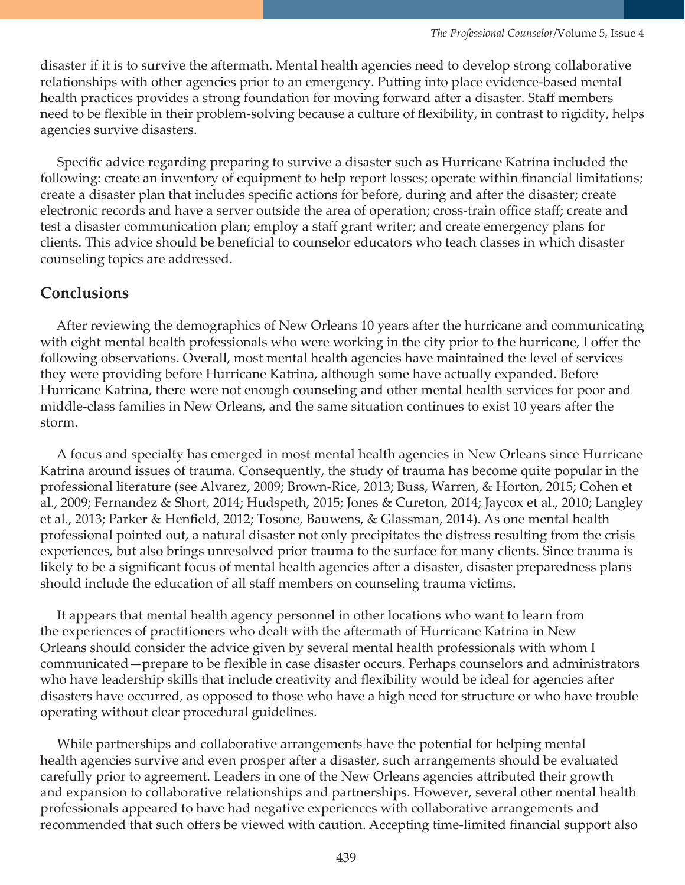disaster if it is to survive the aftermath. Mental health agencies need to develop strong collaborative relationships with other agencies prior to an emergency. Putting into place evidence-based mental health practices provides a strong foundation for moving forward after a disaster. Staff members need to be flexible in their problem-solving because a culture of flexibility, in contrast to rigidity, helps agencies survive disasters.

Specific advice regarding preparing to survive a disaster such as Hurricane Katrina included the following: create an inventory of equipment to help report losses; operate within financial limitations; create a disaster plan that includes specific actions for before, during and after the disaster; create electronic records and have a server outside the area of operation; cross-train office staff; create and test a disaster communication plan; employ a staff grant writer; and create emergency plans for clients. This advice should be beneficial to counselor educators who teach classes in which disaster counseling topics are addressed.

## Conclusions

After reviewing the demographics of New Orleans 10 years after the hurricane and communicating with eight mental health professionals who were working in the city prior to the hurricane, I offer the following observations. Overall, most mental health agencies have maintained the level of services they were providing before Hurricane Katrina, although some have actually expanded. Before Hurricane Katrina, there were not enough counseling and other mental health services for poor and middle-class families in New Orleans, and the same situation continues to exist 10 years after the storm.

A focus and specialty has emerged in most mental health agencies in New Orleans since Hurricane Katrina around issues of trauma. Consequently, the study of trauma has become quite popular in the professional literature (see Alvarez, 2009; Brown-Rice, 2013; Buss, Warren, & Horton, 2015; Cohen et al., 2009; Fernandez & Short, 2014; Hudspeth, 2015; Jones & Cureton, 2014; Jaycox et al., 2010; Langley et al., 2013; Parker & Henfield, 2012; Tosone, Bauwens, & Glassman, 2014). As one mental health professional pointed out, a natural disaster not only precipitates the distress resulting from the crisis experiences, but also brings unresolved prior trauma to the surface for many clients. Since trauma is likely to be a significant focus of mental health agencies after a disaster, disaster preparedness plans should include the education of all staff members on counseling trauma victims.

It appears that mental health agency personnel in other locations who want to learn from the experiences of practitioners who dealt with the aftermath of Hurricane Katrina in New Orleans should consider the advice given by several mental health professionals with whom I communicated—prepare to be flexible in case disaster occurs. Perhaps counselors and administrators who have leadership skills that include creativity and flexibility would be ideal for agencies after disasters have occurred, as opposed to those who have a high need for structure or who have trouble operating without clear procedural guidelines.

While partnerships and collaborative arrangements have the potential for helping mental health agencies survive and even prosper after a disaster, such arrangements should be evaluated carefully prior to agreement. Leaders in one of the New Orleans agencies attributed their growth and expansion to collaborative relationships and partnerships. However, several other mental health professionals appeared to have had negative experiences with collaborative arrangements and recommended that such offers be viewed with caution. Accepting time-limited financial support also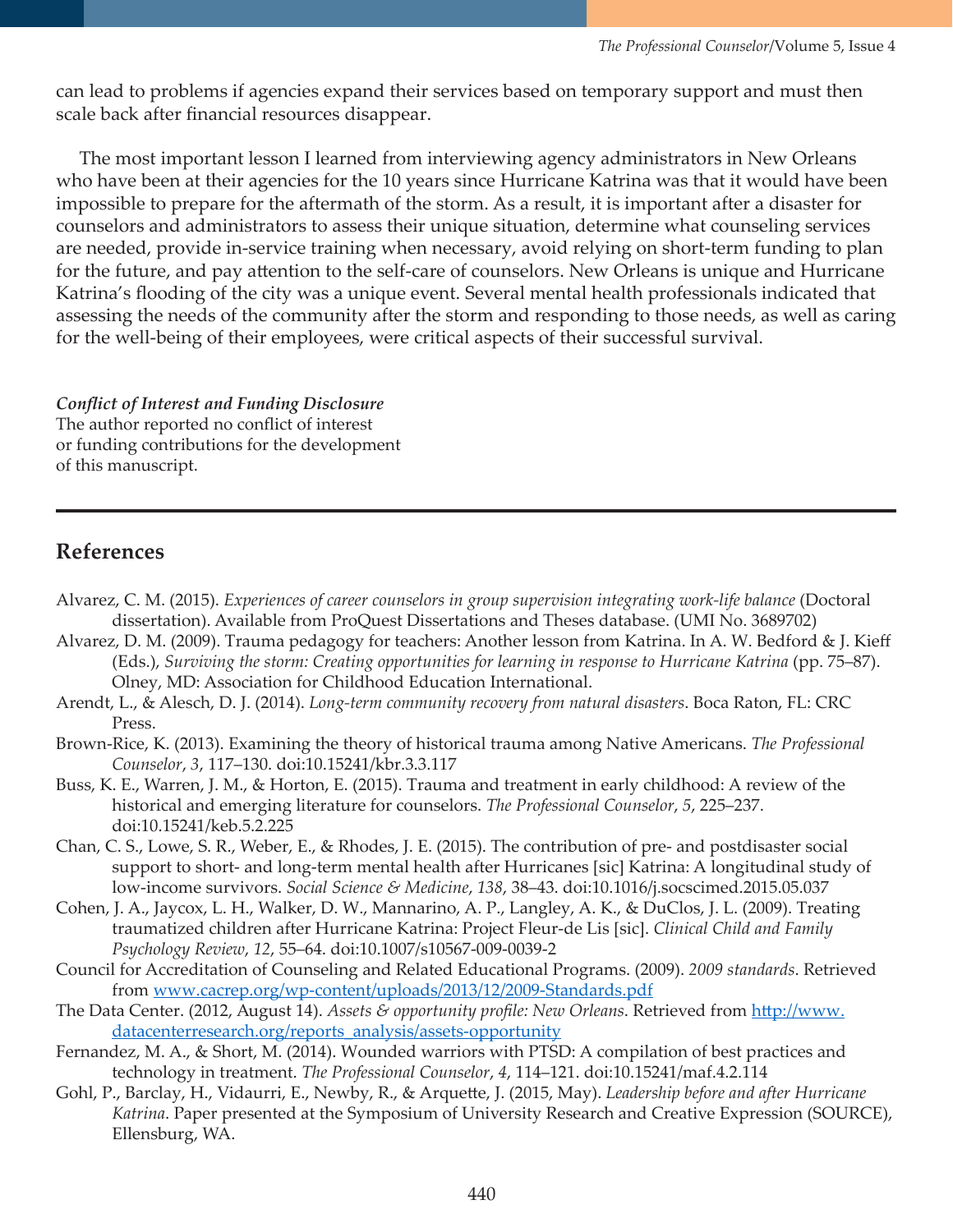can lead to problems if agencies expand their services based on temporary support and must then scale back after financial resources disappear.

The most important lesson I learned from interviewing agency administrators in New Orleans who have been at their agencies for the 10 years since Hurricane Katrina was that it would have been impossible to prepare for the aftermath of the storm. As a result, it is important after a disaster for counselors and administrators to assess their unique situation, determine what counseling services are needed, provide in-service training when necessary, avoid relying on short-term funding to plan for the future, and pay attention to the self-care of counselors. New Orleans is unique and Hurricane Katrina's flooding of the city was a unique event. Several mental health professionals indicated that assessing the needs of the community after the storm and responding to those needs, as well as caring for the well-being of their employees, were critical aspects of their successful survival.

***Conflict of Interest and Funding Disclosure***
The author reported no conflict of interest or funding contributions for the development of this manuscript.

---

## References

Alvarez, C. M. (2015). *Experiences of career counselors in group supervision integrating work-life balance* (Doctoral dissertation). Available from ProQuest Dissertations and Theses database. (UMI No. 3689702)

Alvarez, D. M. (2009). Trauma pedagogy for teachers: Another lesson from Katrina. In A. W. Bedford & J. Kieff (Eds.), *Surviving the storm: Creating opportunities for learning in response to Hurricane Katrina* (pp. 75–87). Olney, MD: Association for Childhood Education International.

Arendt, L., & Alesch, D. J. (2014). *Long-term community recovery from natural disasters*. Boca Raton, FL: CRC Press.

Brown-Rice, K. (2013). Examining the theory of historical trauma among Native Americans. *The Professional Counselor*, *3*, 117–130. doi:10.15241/kbr.3.3.117

Buss, K. E., Warren, J. M., & Horton, E. (2015). Trauma and treatment in early childhood: A review of the historical and emerging literature for counselors. *The Professional Counselor*, *5*, 225–237. doi:10.15241/keb.5.2.225

Chan, C. S., Lowe, S. R., Weber, E., & Rhodes, J. E. (2015). The contribution of pre- and postdisaster social support to short- and long-term mental health after Hurricanes [sic] Katrina: A longitudinal study of low-income survivors. *Social Science & Medicine*, *138*, 38–43. doi:10.1016/j.socscimed.2015.05.037

Cohen, J. A., Jaycox, L. H., Walker, D. W., Mannarino, A. P., Langley, A. K., & DuClos, J. L. (2009). Treating traumatized children after Hurricane Katrina: Project Fleur-de Lis [sic]. *Clinical Child and Family Psychology Review*, *12*, 55–64. doi:10.1007/s10567-009-0039-2

Council for Accreditation of Counseling and Related Educational Programs. (2009). *2009 standards*. Retrieved from www.cacrep.org/wp-content/uploads/2013/12/2009-Standards.pdf

The Data Center. (2012, August 14). *Assets & opportunity profile: New Orleans*. Retrieved from http://www.datacenterresearch.org/reports_analysis/assets-opportunity

Fernandez, M. A., & Short, M. (2014). Wounded warriors with PTSD: A compilation of best practices and technology in treatment. *The Professional Counselor*, *4*, 114–121. doi:10.15241/maf.4.2.114

Gohl, P., Barclay, H., Vidaurri, E., Newby, R., & Arquette, J. (2015, May). *Leadership before and after Hurricane Katrina*. Paper presented at the Symposium of University Research and Creative Expression (SOURCE), Ellensburg, WA.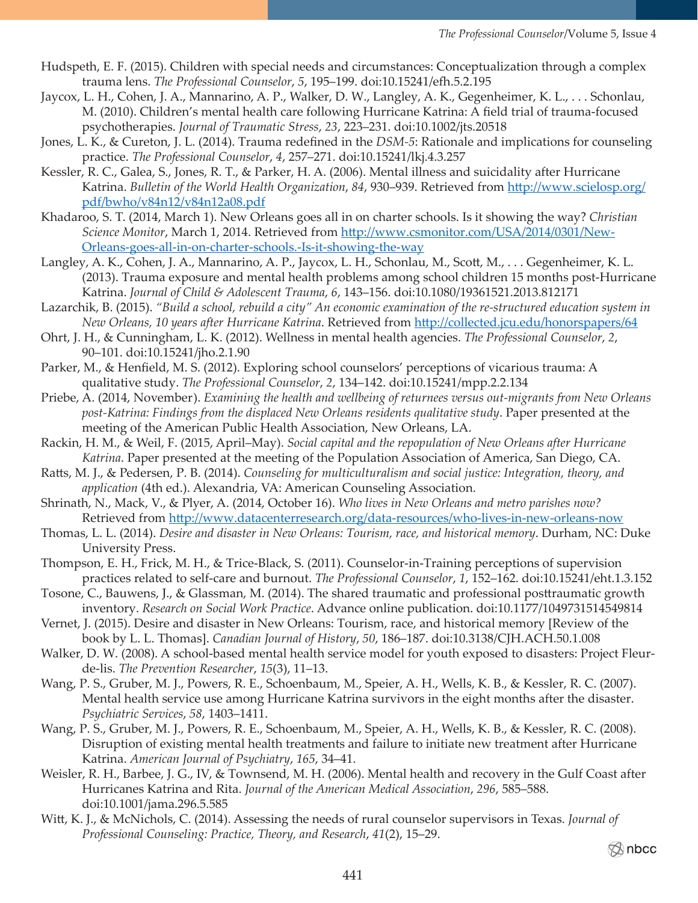Hudspeth, E. F. (2015). Children with special needs and circumstances: Conceptualization through a complex trauma lens. *The Professional Counselor*, *5*, 195–199. doi:10.15241/efh.5.2.195

Jaycox, L. H., Cohen, J. A., Mannarino, A. P., Walker, D. W., Langley, A. K., Gegenheimer, K. L., . . . Schonlau, M. (2010). Children's mental health care following Hurricane Katrina: A field trial of trauma-focused psychotherapies. *Journal of Traumatic Stress*, *23*, 223–231. doi:10.1002/jts.20518

Jones, L. K., & Cureton, J. L. (2014). Trauma redefined in the *DSM-5*: Rationale and implications for counseling practice. *The Professional Counselor*, *4*, 257–271. doi:10.15241/lkj.4.3.257

Kessler, R. C., Galea, S., Jones, R. T., & Parker, H. A. (2006). Mental illness and suicidality after Hurricane Katrina. *Bulletin of the World Health Organization*, *84*, 930–939. Retrieved from http://www.scielosp.org/pdf/bwho/v84n12/v84n12a08.pdf

Khadaroo, S. T. (2014, March 1). New Orleans goes all in on charter schools. Is it showing the way? *Christian Science Monitor*, March 1, 2014. Retrieved from http://www.csmonitor.com/USA/2014/0301/New-Orleans-goes-all-in-on-charter-schools.-Is-it-showing-the-way

Langley, A. K., Cohen, J. A., Mannarino, A. P., Jaycox, L. H., Schonlau, M., Scott, M., . . . Gegenheimer, K. L. (2013). Trauma exposure and mental health problems among school children 15 months post-Hurricane Katrina. *Journal of Child & Adolescent Trauma*, *6*, 143–156. doi:10.1080/19361521.2013.812171

Lazarchik, B. (2015). *"Build a school, rebuild a city" An economic examination of the re-structured education system in New Orleans, 10 years after Hurricane Katrina*. Retrieved from http://collected.jcu.edu/honorspapers/64

Ohrt, J. H., & Cunningham, L. K. (2012). Wellness in mental health agencies. *The Professional Counselor*, *2*, 90–101. doi:10.15241/jho.2.1.90

Parker, M., & Henfield, M. S. (2012). Exploring school counselors' perceptions of vicarious trauma: A qualitative study. *The Professional Counselor*, *2*, 134–142. doi:10.15241/mpp.2.2.134

Priebe, A. (2014, November). *Examining the health and wellbeing of returnees versus out-migrants from New Orleans post-Katrina: Findings from the displaced New Orleans residents qualitative study*. Paper presented at the meeting of the American Public Health Association, New Orleans, LA.

Rackin, H. M., & Weil, F. (2015, April–May). *Social capital and the repopulation of New Orleans after Hurricane Katrina*. Paper presented at the meeting of the Population Association of America, San Diego, CA.

Ratts, M. J., & Pedersen, P. B. (2014). *Counseling for multiculturalism and social justice: Integration, theory, and application* (4th ed.). Alexandria, VA: American Counseling Association.

Shrinath, N., Mack, V., & Plyer, A. (2014, October 16). *Who lives in New Orleans and metro parishes now?* Retrieved from http://www.datacenterresearch.org/data-resources/who-lives-in-new-orleans-now

Thomas, L. L. (2014). *Desire and disaster in New Orleans: Tourism, race, and historical memory*. Durham, NC: Duke University Press.

Thompson, E. H., Frick, M. H., & Trice-Black, S. (2011). Counselor-in-Training perceptions of supervision practices related to self-care and burnout. *The Professional Counselor*, *1*, 152–162. doi:10.15241/eht.1.3.152

Tosone, C., Bauwens, J., & Glassman, M. (2014). The shared traumatic and professional posttraumatic growth inventory. *Research on Social Work Practice*. Advance online publication. doi:10.1177/1049731514549814

Vernet, J. (2015). Desire and disaster in New Orleans: Tourism, race, and historical memory [Review of the book by L. L. Thomas]. *Canadian Journal of History*, *50*, 186–187. doi:10.3138/CJH.ACH.50.1.008

Walker, D. W. (2008). A school-based mental health service model for youth exposed to disasters: Project Fleur-de-lis. *The Prevention Researcher*, *15*(3), 11–13.

Wang, P. S., Gruber, M. J., Powers, R. E., Schoenbaum, M., Speier, A. H., Wells, K. B., & Kessler, R. C. (2007). Mental health service use among Hurricane Katrina survivors in the eight months after the disaster. *Psychiatric Services*, *58*, 1403–1411.

Wang, P. S., Gruber, M. J., Powers, R. E., Schoenbaum, M., Speier, A. H., Wells, K. B., & Kessler, R. C. (2008). Disruption of existing mental health treatments and failure to initiate new treatment after Hurricane Katrina. *American Journal of Psychiatry*, *165*, 34–41.

Weisler, R. H., Barbee, J. G., IV, & Townsend, M. H. (2006). Mental health and recovery in the Gulf Coast after Hurricanes Katrina and Rita. *Journal of the American Medical Association*, *296*, 585–588. doi:10.1001/jama.296.5.585

Witt, K. J., & McNichols, C. (2014). Assessing the needs of rural counselor supervisors in Texas. *Journal of Professional Counseling: Practice, Theory, and Research*, *41*(2), 15–29.